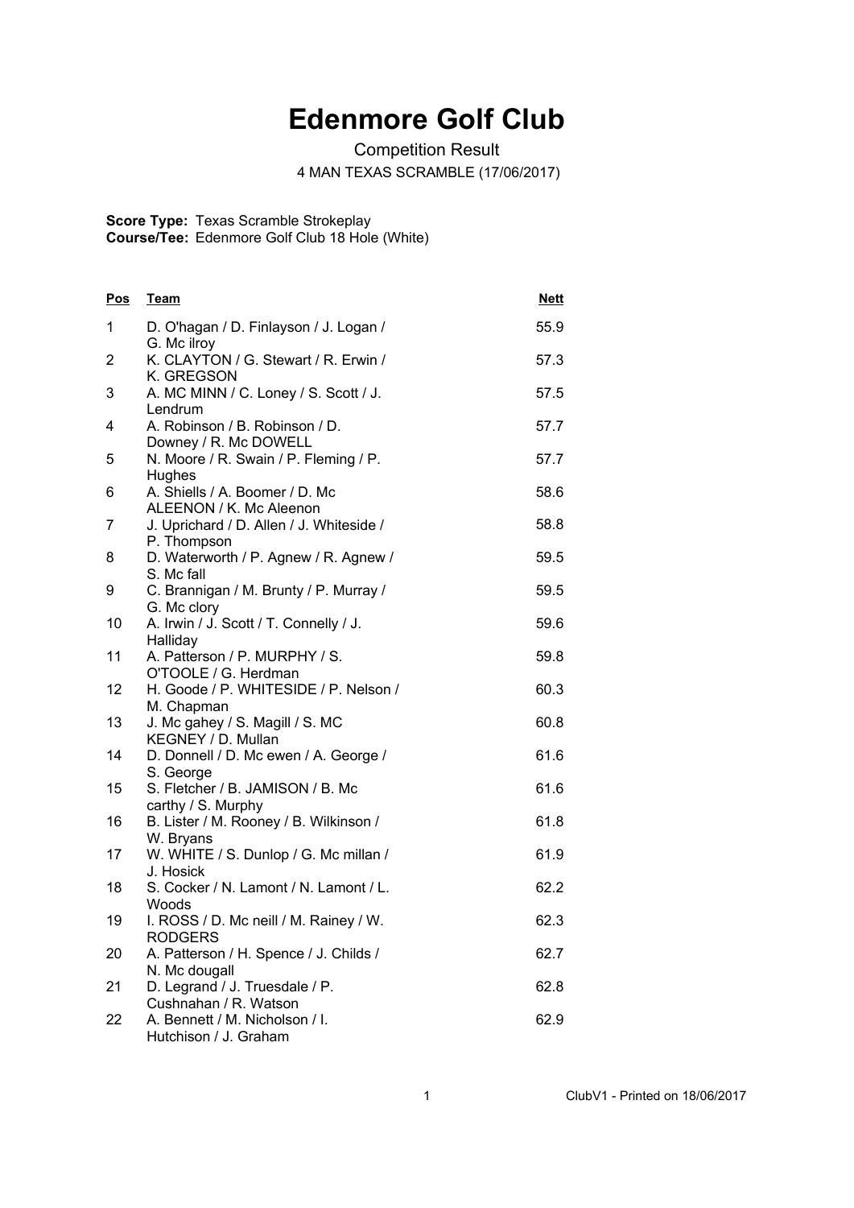# Edenmore Golf Club

Competition Result

4 MAN TEXAS SCRAMBLE (17/06/2017)

**Score Type:** Texas Scramble Strokeplay
**Course/Tee:** Edenmore Golf Club 18 Hole (White)

| Pos | Team | Nett |
|---|---|---|
| 1 | D. O'hagan / D. Finlayson / J. Logan / G. Mc ilroy | 55.9 |
| 2 | K. CLAYTON / G. Stewart / R. Erwin / K. GREGSON | 57.3 |
| 3 | A. MC MINN / C. Loney / S. Scott / J. Lendrum | 57.5 |
| 4 | A. Robinson / B. Robinson / D. Downey / R. Mc DOWELL | 57.7 |
| 5 | N. Moore / R. Swain / P. Fleming / P. Hughes | 57.7 |
| 6 | A. Shiells / A. Boomer / D. Mc ALEENON / K. Mc Aleenon | 58.6 |
| 7 | J. Uprichard / D. Allen / J. Whiteside / P. Thompson | 58.8 |
| 8 | D. Waterworth / P. Agnew / R. Agnew / S. Mc fall | 59.5 |
| 9 | C. Brannigan / M. Brunty / P. Murray / G. Mc clory | 59.5 |
| 10 | A. Irwin / J. Scott / T. Connelly / J. Halliday | 59.6 |
| 11 | A. Patterson / P. MURPHY / S. O'TOOLE / G. Herdman | 59.8 |
| 12 | H. Goode / P. WHITESIDE / P. Nelson / M. Chapman | 60.3 |
| 13 | J. Mc gahey / S. Magill / S. MC KEGNEY / D. Mullan | 60.8 |
| 14 | D. Donnell / D. Mc ewen / A. George / S. George | 61.6 |
| 15 | S. Fletcher / B. JAMISON / B. Mc carthy / S. Murphy | 61.6 |
| 16 | B. Lister / M. Rooney / B. Wilkinson / W. Bryans | 61.8 |
| 17 | W. WHITE / S. Dunlop / G. Mc millan / J. Hosick | 61.9 |
| 18 | S. Cocker / N. Lamont / N. Lamont / L. Woods | 62.2 |
| 19 | I. ROSS / D. Mc neill / M. Rainey / W. RODGERS | 62.3 |
| 20 | A. Patterson / H. Spence / J. Childs / N. Mc dougall | 62.7 |
| 21 | D. Legrand / J. Truesdale / P. Cushnahan / R. Watson | 62.8 |
| 22 | A. Bennett / M. Nicholson / I. Hutchison / J. Graham | 62.9 |

ClubV1 - Printed on 18/06/2017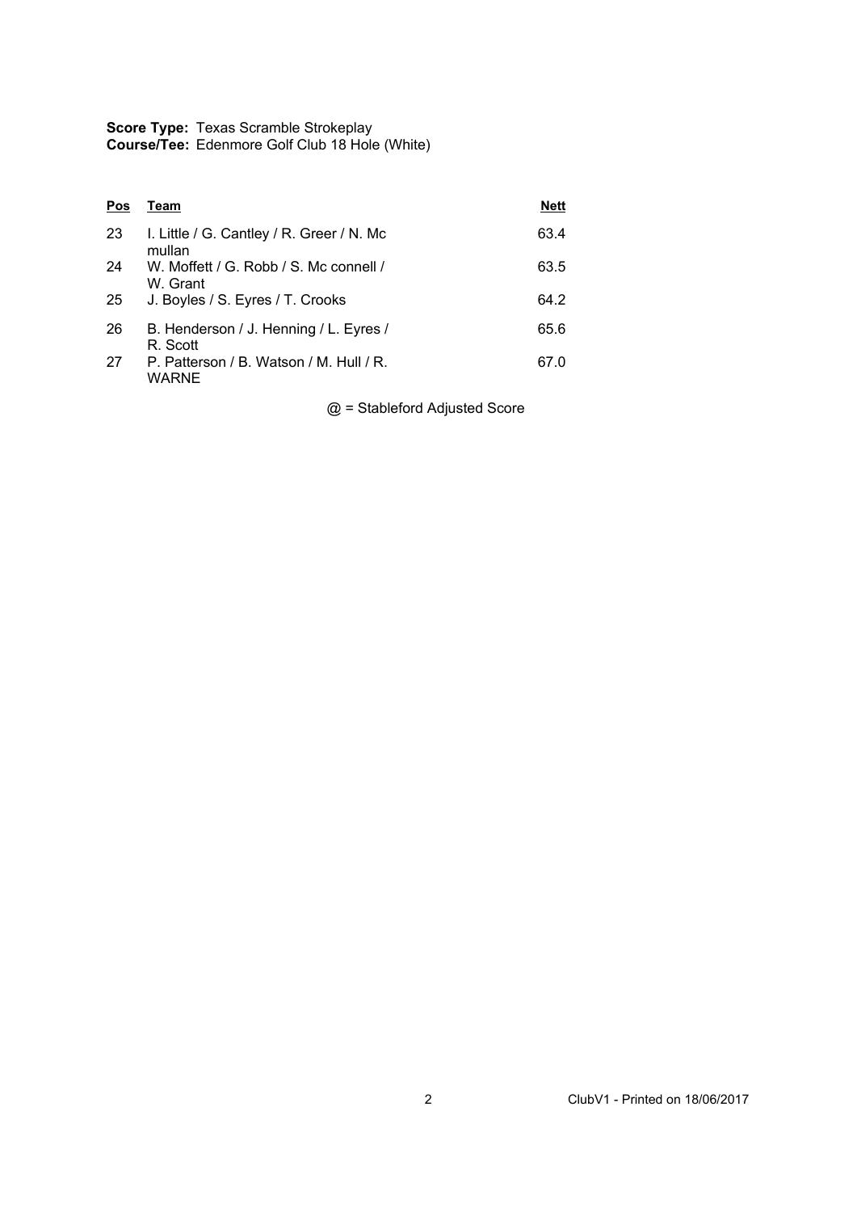**Score Type:** Texas Scramble Strokeplay
**Course/Tee:** Edenmore Golf Club 18 Hole (White)

| Pos | Team | Nett |
|---|---|---|
| 23 | I. Little / G. Cantley / R. Greer / N. Mc mullan | 63.4 |
| 24 | W. Moffett / G. Robb / S. Mc connell / W. Grant | 63.5 |
| 25 | J. Boyles / S. Eyres / T. Crooks | 64.2 |
| 26 | B. Henderson / J. Henning / L. Eyres / R. Scott | 65.6 |
| 27 | P. Patterson / B. Watson / M. Hull / R. WARNE | 67.0 |

@ = Stableford Adjusted Score

ClubV1 - Printed on 18/06/2017